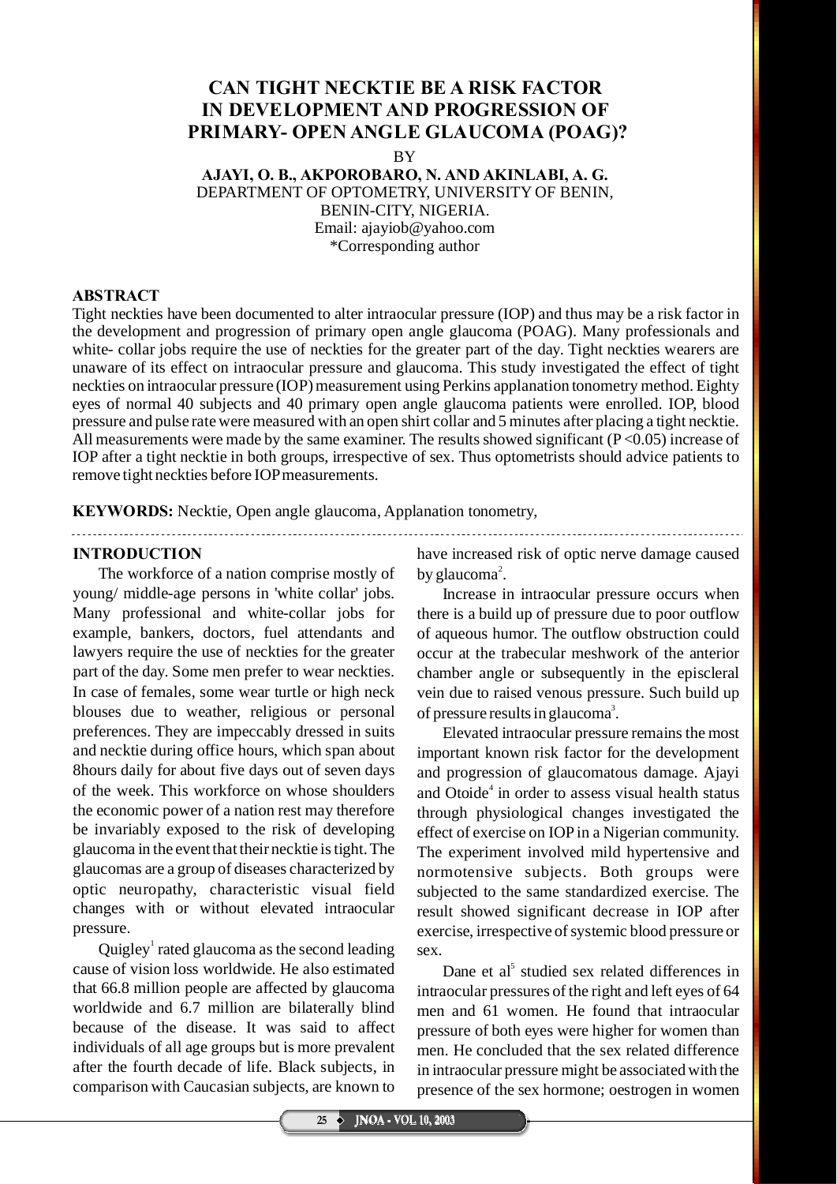# CAN TIGHT NECKTIE BE A RISK FACTOR IN DEVELOPMENT AND PROGRESSION OF PRIMARY- OPEN ANGLE GLAUCOMA (POAG)?

BY

**AJAYI, O. B., AKPOROBARO, N. AND AKINLABI, A. G.**
DEPARTMENT OF OPTOMETRY, UNIVERSITY OF BENIN,
BENIN-CITY, NIGERIA.
Email: ajayiob@yahoo.com
*Corresponding author

## ABSTRACT

Tight neckties have been documented to alter intraocular pressure (IOP) and thus may be a risk factor in the development and progression of primary open angle glaucoma (POAG). Many professionals and white- collar jobs require the use of neckties for the greater part of the day. Tight neckties wearers are unaware of its effect on intraocular pressure and glaucoma. This study investigated the effect of tight neckties on intraocular pressure (IOP) measurement using Perkins applanation tonometry method. Eighty eyes of normal 40 subjects and 40 primary open angle glaucoma patients were enrolled. IOP, blood pressure and pulse rate were measured with an open shirt collar and 5 minutes after placing a tight necktie. All measurements were made by the same examiner. The results showed significant ($P < 0.05$) increase of IOP after a tight necktie in both groups, irrespective of sex. Thus optometrists should advice patients to remove tight neckties before IOP measurements.

**KEYWORDS:** Necktie, Open angle glaucoma, Applanation tonometry,

## INTRODUCTION

The workforce of a nation comprise mostly of young/ middle-age persons in 'white collar' jobs. Many professional and white-collar jobs for example, bankers, doctors, fuel attendants and lawyers require the use of neckties for the greater part of the day. Some men prefer to wear neckties. In case of females, some wear turtle or high neck blouses due to weather, religious or personal preferences. They are impeccably dressed in suits and necktie during office hours, which span about 8hours daily for about five days out of seven days of the week. This workforce on whose shoulders the economic power of a nation rest may therefore be invariably exposed to the risk of developing glaucoma in the event that their necktie is tight. The glaucomas are a group of diseases characterized by optic neuropathy, characteristic visual field changes with or without elevated intraocular pressure.

Quigley[1] rated glaucoma as the second leading cause of vision loss worldwide. He also estimated that 66.8 million people are affected by glaucoma worldwide and 6.7 million are bilaterally blind because of the disease. It was said to affect individuals of all age groups but is more prevalent after the fourth decade of life. Black subjects, in comparison with Caucasian subjects, are known to have increased risk of optic nerve damage caused by glaucoma[2].

Increase in intraocular pressure occurs when there is a build up of pressure due to poor outflow of aqueous humor. The outflow obstruction could occur at the trabecular meshwork of the anterior chamber angle or subsequently in the episcleral vein due to raised venous pressure. Such build up of pressure results in glaucoma[3].

Elevated intraocular pressure remains the most important known risk factor for the development and progression of glaucomatous damage. Ajayi and Otoide[4] in order to assess visual health status through physiological changes investigated the effect of exercise on IOP in a Nigerian community. The experiment involved mild hypertensive and normotensive subjects. Both groups were subjected to the same standardized exercise. The result showed significant decrease in IOP after exercise, irrespective of systemic blood pressure or sex.

Dane et al[5] studied sex related differences in intraocular pressures of the right and left eyes of 64 men and 61 women. He found that intraocular pressure of both eyes were higher for women than men. He concluded that the sex related difference in intraocular pressure might be associated with the presence of the sex hormone; oestrogen in women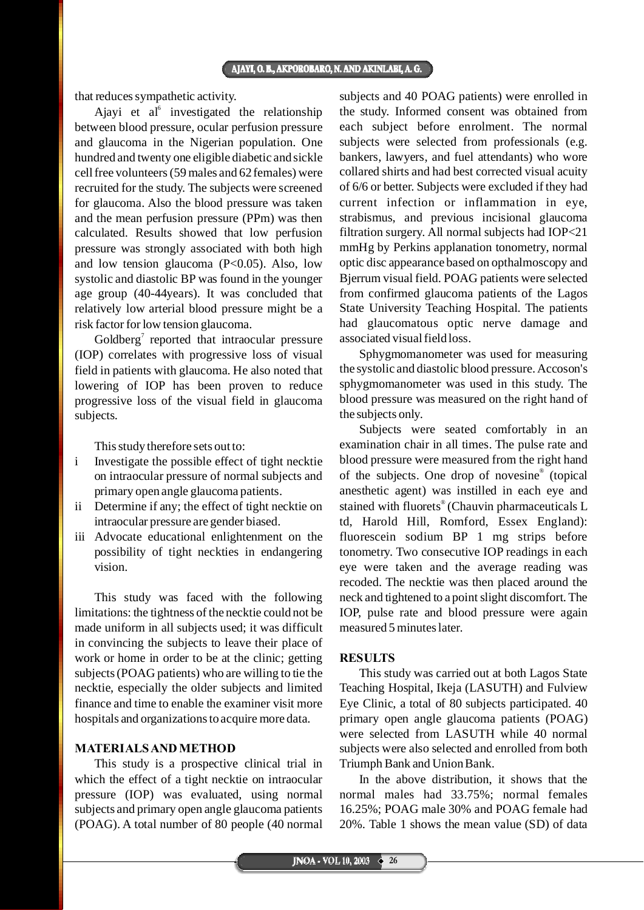that reduces sympathetic activity.

Ajayi et al[6] investigated the relationship between blood pressure, ocular perfusion pressure and glaucoma in the Nigerian population. One hundred and twenty one eligible diabetic and sickle cell free volunteers (59 males and 62 females) were recruited for the study. The subjects were screened for glaucoma. Also the blood pressure was taken and the mean perfusion pressure (PPm) was then calculated. Results showed that low perfusion pressure was strongly associated with both high and low tension glaucoma (P<0.05). Also, low systolic and diastolic BP was found in the younger age group (40-44years). It was concluded that relatively low arterial blood pressure might be a risk factor for low tension glaucoma.

Goldberg[7] reported that intraocular pressure (IOP) correlates with progressive loss of visual field in patients with glaucoma. He also noted that lowering of IOP has been proven to reduce progressive loss of the visual field in glaucoma subjects.

This study therefore sets out to:

- i Investigate the possible effect of tight necktie on intraocular pressure of normal subjects and primary open angle glaucoma patients.
- ii Determine if any; the effect of tight necktie on intraocular pressure are gender biased.
- iii Advocate educational enlightenment on the possibility of tight neckties in endangering vision.

This study was faced with the following limitations: the tightness of the necktie could not be made uniform in all subjects used; it was difficult in convincing the subjects to leave their place of work or home in order to be at the clinic; getting subjects (POAG patients) who are willing to tie the necktie, especially the older subjects and limited finance and time to enable the examiner visit more hospitals and organizations to acquire more data.

## MATERIALS AND METHOD

This study is a prospective clinical trial in which the effect of a tight necktie on intraocular pressure (IOP) was evaluated, using normal subjects and primary open angle glaucoma patients (POAG). A total number of 80 people (40 normal subjects and 40 POAG patients) were enrolled in the study. Informed consent was obtained from each subject before enrolment. The normal subjects were selected from professionals (e.g. bankers, lawyers, and fuel attendants) who wore collared shirts and had best corrected visual acuity of 6/6 or better. Subjects were excluded if they had current infection or inflammation in eye, strabismus, and previous incisional glaucoma filtration surgery. All normal subjects had IOP<21 mmHg by Perkins applanation tonometry, normal optic disc appearance based on opthalmoscopy and Bjerrum visual field. POAG patients were selected from confirmed glaucoma patients of the Lagos State University Teaching Hospital. The patients had glaucomatous optic nerve damage and associated visual field loss.

Sphygmomanometer was used for measuring the systolic and diastolic blood pressure. Accoson's sphygmomanometer was used in this study. The blood pressure was measured on the right hand of the subjects only.

Subjects were seated comfortably in an examination chair in all times. The pulse rate and blood pressure were measured from the right hand of the subjects. One drop of novesine® (topical anesthetic agent) was instilled in each eye and stained with fluorets® (Chauvin pharmaceuticals L td, Harold Hill, Romford, Essex England): fluorescein sodium BP 1 mg strips before tonometry. Two consecutive IOP readings in each eye were taken and the average reading was recoded. The necktie was then placed around the neck and tightened to a point slight discomfort. The IOP, pulse rate and blood pressure were again measured 5 minutes later.

## RESULTS

This study was carried out at both Lagos State Teaching Hospital, Ikeja (LASUTH) and Fulview Eye Clinic, a total of 80 subjects participated. 40 primary open angle glaucoma patients (POAG) were selected from LASUTH while 40 normal subjects were also selected and enrolled from both Triumph Bank and Union Bank.

In the above distribution, it shows that the normal males had 33.75%; normal females 16.25%; POAG male 30% and POAG female had 20%. Table 1 shows the mean value (SD) of data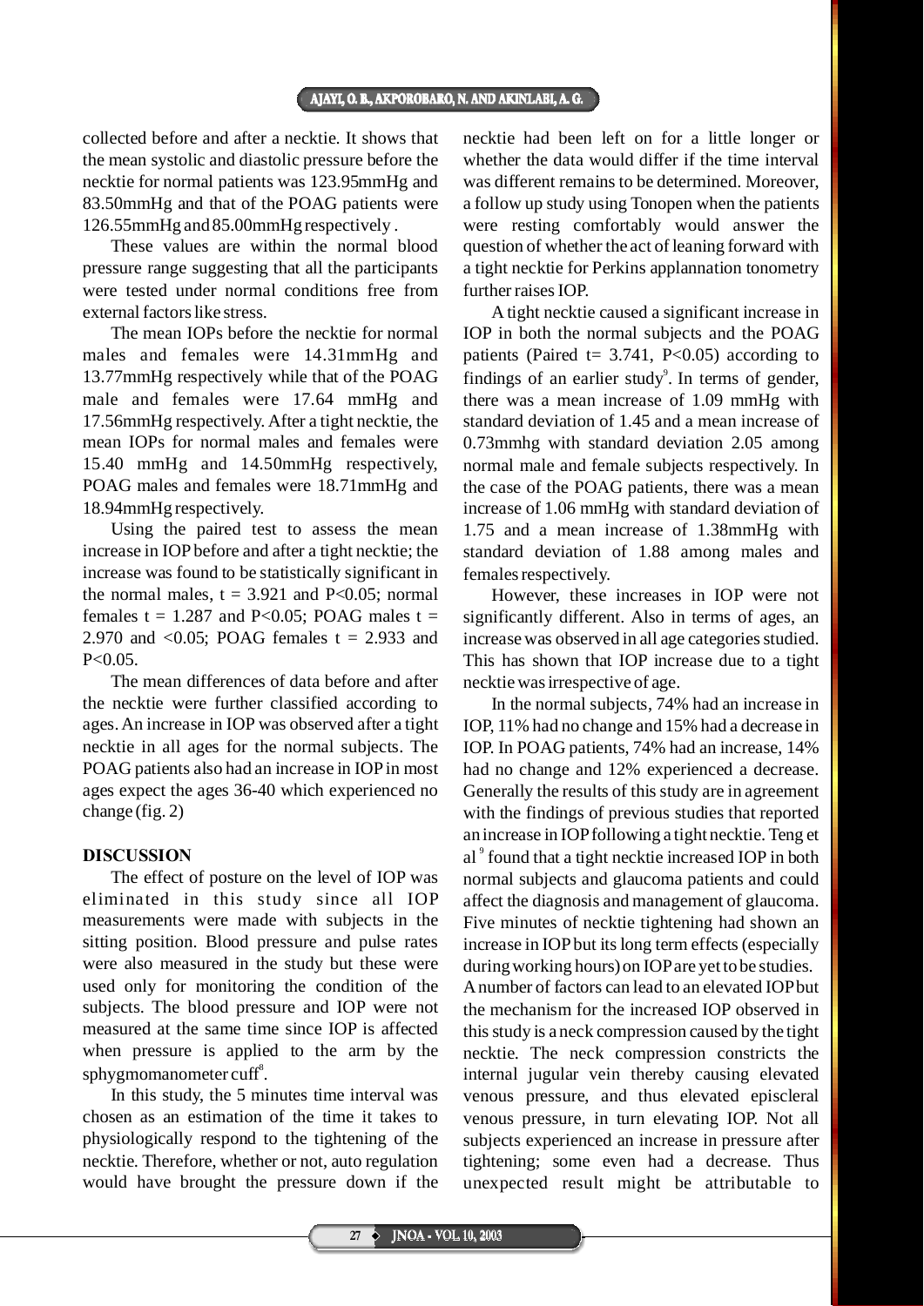collected before and after a necktie. It shows that the mean systolic and diastolic pressure before the necktie for normal patients was 123.95mmHg and 83.50mmHg and that of the POAG patients were 126.55mmHg and 85.00mmHg respectively .

These values are within the normal blood pressure range suggesting that all the participants were tested under normal conditions free from external factors like stress.

The mean IOPs before the necktie for normal males and females were 14.31mmHg and 13.77mmHg respectively while that of the POAG male and females were 17.64 mmHg and 17.56mmHg respectively. After a tight necktie, the mean IOPs for normal males and females were 15.40 mmHg and 14.50mmHg respectively, POAG males and females were 18.71mmHg and 18.94mmHg respectively.

Using the paired test to assess the mean increase in IOP before and after a tight necktie; the increase was found to be statistically significant in the normal males, $t = 3.921$ and $P<0.05$; normal females $t = 1.287$ and $P<0.05$; POAG males $t = 2.970$ and $<0.05$; POAG females $t = 2.933$ and $P<0.05$.

The mean differences of data before and after the necktie were further classified according to ages. An increase in IOP was observed after a tight necktie in all ages for the normal subjects. The POAG patients also had an increase in IOP in most ages expect the ages 36-40 which experienced no change (fig. 2)

## DISCUSSION

The effect of posture on the level of IOP was eliminated in this study since all IOP measurements were made with subjects in the sitting position. Blood pressure and pulse rates were also measured in the study but these were used only for monitoring the condition of the subjects. The blood pressure and IOP were not measured at the same time since IOP is affected when pressure is applied to the arm by the sphygmomanometer cuff[8].

In this study, the 5 minutes time interval was chosen as an estimation of the time it takes to physiologically respond to the tightening of the necktie. Therefore, whether or not, auto regulation would have brought the pressure down if the necktie had been left on for a little longer or whether the data would differ if the time interval was different remains to be determined. Moreover, a follow up study using Tonopen when the patients were resting comfortably would answer the question of whether the act of leaning forward with a tight necktie for Perkins applanation tonometry further raises IOP.

A tight necktie caused a significant increase in IOP in both the normal subjects and the POAG patients (Paired $t= 3.741$, $P<0.05$) according to findings of an earlier study[9]. In terms of gender, there was a mean increase of 1.09 mmHg with standard deviation of 1.45 and a mean increase of 0.73mmhg with standard deviation 2.05 among normal male and female subjects respectively. In the case of the POAG patients, there was a mean increase of 1.06 mmHg with standard deviation of 1.75 and a mean increase of 1.38mmHg with standard deviation of 1.88 among males and females respectively.

However, these increases in IOP were not significantly different. Also in terms of ages, an increase was observed in all age categories studied. This has shown that IOP increase due to a tight necktie was irrespective of age.

In the normal subjects, 74% had an increase in IOP, 11% had no change and 15% had a decrease in IOP. In POAG patients, 74% had an increase, 14% had no change and 12% experienced a decrease. Generally the results of this study are in agreement with the findings of previous studies that reported an increase in IOP following a tight necktie. Teng et al [9] found that a tight necktie increased IOP in both normal subjects and glaucoma patients and could affect the diagnosis and management of glaucoma. Five minutes of necktie tightening had shown an increase in IOP but its long term effects (especially during working hours) on IOP are yet to be studies.

A number of factors can lead to an elevated IOP but the mechanism for the increased IOP observed in this study is a neck compression caused by the tight necktie. The neck compression constricts the internal jugular vein thereby causing elevated venous pressure, and thus elevated episcleral venous pressure, in turn elevating IOP. Not all subjects experienced an increase in pressure after tightening; some even had a decrease. Thus unexpected result might be attributable to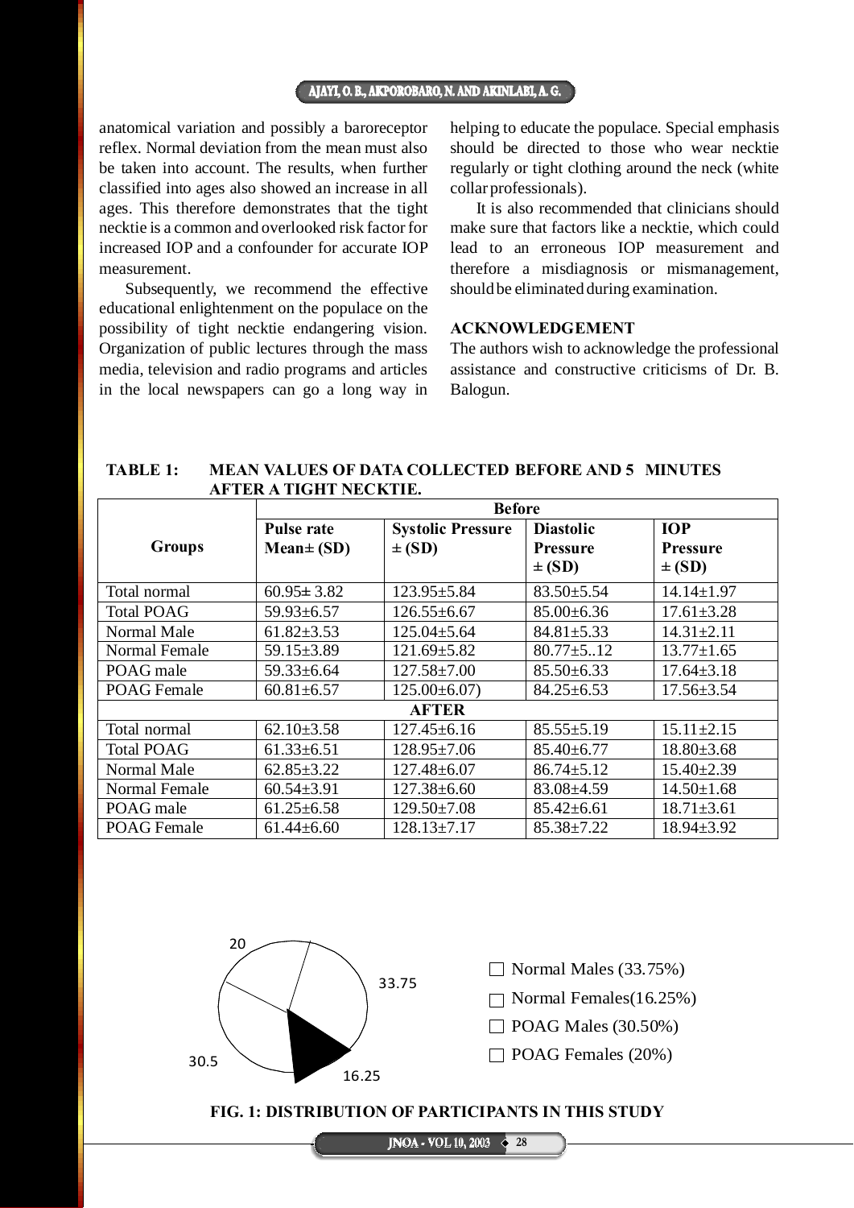anatomical variation and possibly a baroreceptor reflex. Normal deviation from the mean must also be taken into account. The results, when further classified into ages also showed an increase in all ages. This therefore demonstrates that the tight necktie is a common and overlooked risk factor for increased IOP and a confounder for accurate IOP measurement.

Subsequently, we recommend the effective educational enlightenment on the populace on the possibility of tight necktie endangering vision. Organization of public lectures through the mass media, television and radio programs and articles in the local newspapers can go a long way in helping to educate the populace. Special emphasis should be directed to those who wear necktie regularly or tight clothing around the neck (white collar professionals).

It is also recommended that clinicians should make sure that factors like a necktie, which could lead to an erroneous IOP measurement and therefore a misdiagnosis or mismanagement, should be eliminated during examination.

## ACKNOWLEDGEMENT

The authors wish to acknowledge the professional assistance and constructive criticisms of Dr. B. Balogun.

**TABLE 1: MEAN VALUES OF DATA COLLECTED BEFORE AND 5 MINUTES AFTER A TIGHT NECKTIE.**

| Groups | Before | | | |
|---|---|---|---|---|
| | **Pulse rate Mean± (SD)** | **Systolic Pressure ± (SD)** | **Diastolic Pressure ± (SD)** | **IOP Pressure ± (SD)** |
| Total normal | 60.95± 3.82 | 123.95±5.84 | 83.50±5.54 | 14.14±1.97 |
| Total POAG | 59.93±6.57 | 126.55±6.67 | 85.00±6.36 | 17.61±3.28 |
| Normal Male | 61.82±3.53 | 125.04±5.64 | 84.81±5.33 | 14.31±2.11 |
| Normal Female | 59.15±3.89 | 121.69±5.82 | 80.77±5..12 | 13.77±1.65 |
| POAG male | 59.33±6.64 | 127.58±7.00 | 85.50±6.33 | 17.64±3.18 |
| POAG Female | 60.81±6.57 | 125.00±6.07) | 84.25±6.53 | 17.56±3.54 |
| **AFTER** | | | | |
| Total normal | 62.10±3.58 | 127.45±6.16 | 85.55±5.19 | 15.11±2.15 |
| Total POAG | 61.33±6.51 | 128.95±7.06 | 85.40±6.77 | 18.80±3.68 |
| Normal Male | 62.85±3.22 | 127.48±6.07 | 86.74±5.12 | 15.40±2.39 |
| Normal Female | 60.54±3.91 | 127.38±6.60 | 83.08±4.59 | 14.50±1.68 |
| POAG male | 61.25±6.58 | 129.50±7.08 | 85.42±6.61 | 18.71±3.61 |
| POAG Female | 61.44±6.60 | 128.13±7.17 | 85.38±7.22 | 18.94±3.92 |

20

33.75

30.5

16.25

- Normal Males (33.75%)
- Normal Females(16.25%)
- POAG Males (30.50%)
- POAG Females (20%)

**FIG. 1: DISTRIBUTION OF PARTICIPANTS IN THIS STUDY**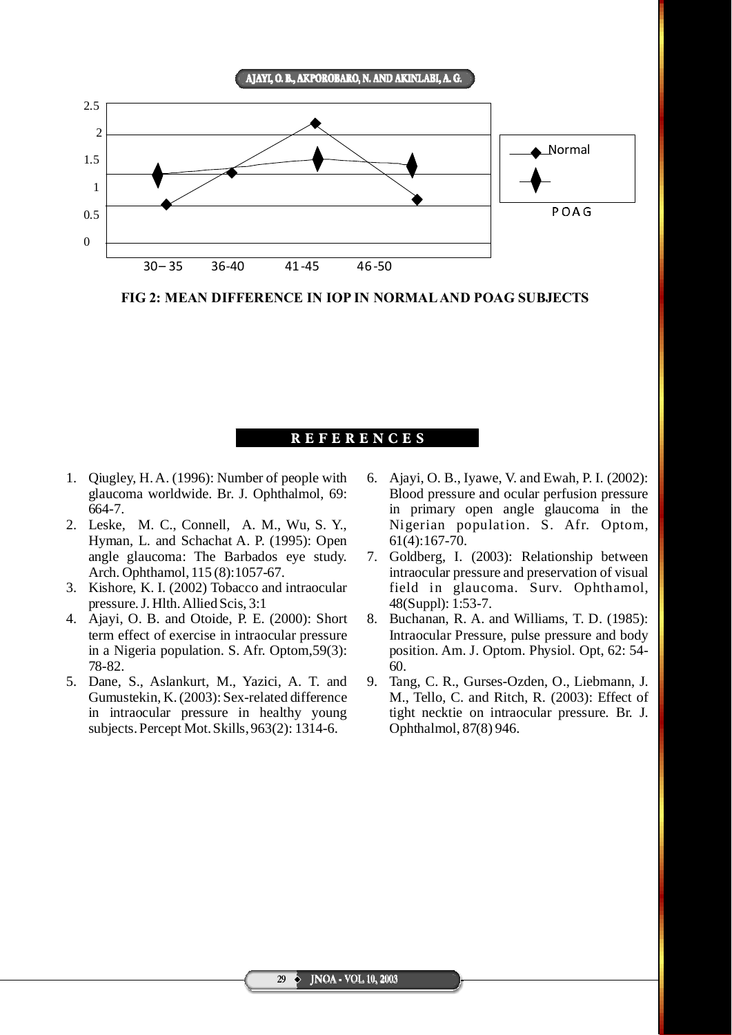2.5
2
1.5
1
0.5
0

30– 35 36-40 41-45 46-50

Normal
POAG

**FIG 2: MEAN DIFFERENCE IN IOP IN NORMAL AND POAG SUBJECTS**

## REFERENCES

1. Qiugley, H. A. (1996): Number of people with glaucoma worldwide. Br. J. Ophthalmol, 69: 664-7.
2. Leske, M. C., Connell, A. M., Wu, S. Y., Hyman, L. and Schachat A. P. (1995): Open angle glaucoma: The Barbados eye study. Arch. Ophthamol, 115 (8):1057-67.
3. Kishore, K. I. (2002) Tobacco and intraocular pressure. J. Hlth. Allied Scis, 3:1
4. Ajayi, O. B. and Otoide, P. E. (2000): Short term effect of exercise in intraocular pressure in a Nigeria population. S. Afr. Optom,59(3): 78-82.
5. Dane, S., Aslankurt, M., Yazici, A. T. and Gumustekin, K. (2003): Sex-related difference in intraocular pressure in healthy young subjects. Percept Mot. Skills, 963(2): 1314-6.
6. Ajayi, O. B., Iyawe, V. and Ewah, P. I. (2002): Blood pressure and ocular perfusion pressure in primary open angle glaucoma in the Nigerian population. S. Afr. Optom, 61(4):167-70.
7. Goldberg, I. (2003): Relationship between intraocular pressure and preservation of visual field in glaucoma. Surv. Ophthamol, 48(Suppl): 1:53-7.
8. Buchanan, R. A. and Williams, T. D. (1985): Intraocular Pressure, pulse pressure and body position. Am. J. Optom. Physiol. Opt, 62: 54-60.
9. Tang, C. R., Gurses-Ozden, O., Liebmann, J. M., Tello, C. and Ritch, R. (2003): Effect of tight necktie on intraocular pressure. Br. J. Ophthalmol, 87(8) 946.